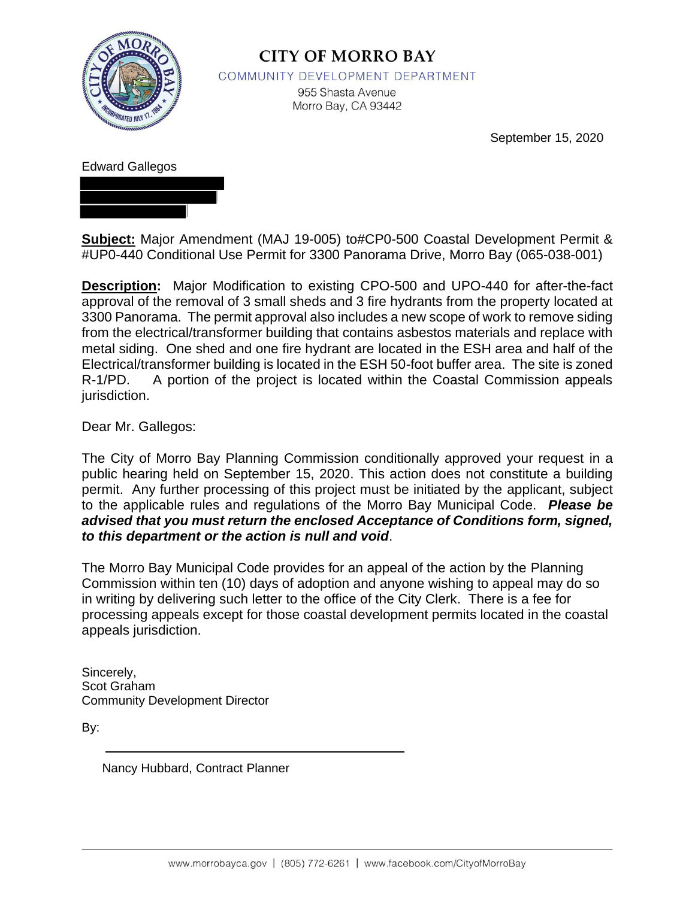# CITY OF MORRO BAY

COMMUNITY DEVELOPMENT DEPARTMENT

955 Shasta Avenue
Morro Bay, CA 93442

September 15, 2020

Edward Gallegos

**Subject:** Major Amendment (MAJ 19-005) to#CP0-500 Coastal Development Permit & #UP0-440 Conditional Use Permit for 3300 Panorama Drive, Morro Bay (065-038-001)

**Description:** Major Modification to existing CPO-500 and UPO-440 for after-the-fact approval of the removal of 3 small sheds and 3 fire hydrants from the property located at 3300 Panorama. The permit approval also includes a new scope of work to remove siding from the electrical/transformer building that contains asbestos materials and replace with metal siding. One shed and one fire hydrant are located in the ESH area and half of the Electrical/transformer building is located in the ESH 50-foot buffer area. The site is zoned R-1/PD. A portion of the project is located within the Coastal Commission appeals jurisdiction.

Dear Mr. Gallegos:

The City of Morro Bay Planning Commission conditionally approved your request in a public hearing held on September 15, 2020. This action does not constitute a building permit. Any further processing of this project must be initiated by the applicant, subject to the applicable rules and regulations of the Morro Bay Municipal Code. ***Please be advised that you must return the enclosed Acceptance of Conditions form, signed, to this department or the action is null and void***.

The Morro Bay Municipal Code provides for an appeal of the action by the Planning Commission within ten (10) days of adoption and anyone wishing to appeal may do so in writing by delivering such letter to the office of the City Clerk. There is a fee for processing appeals except for those coastal development permits located in the coastal appeals jurisdiction.

Sincerely,
Scot Graham
Community Development Director

By:

Nancy Hubbard, Contract Planner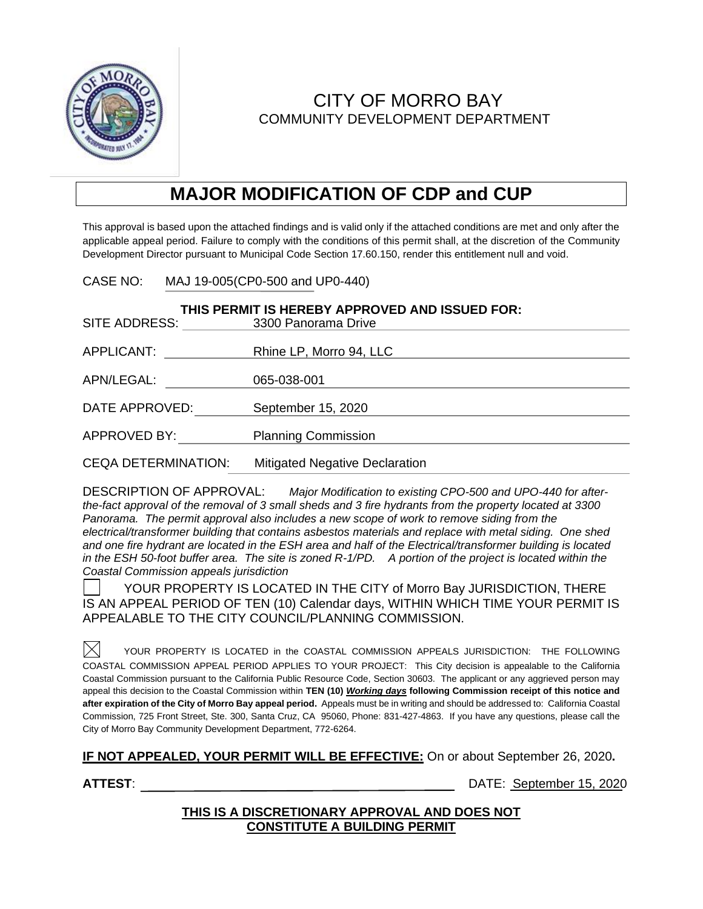CITY OF MORRO BAY
COMMUNITY DEVELOPMENT DEPARTMENT

# MAJOR MODIFICATION OF CDP and CUP

This approval is based upon the attached findings and is valid only if the attached conditions are met and only after the applicable appeal period. Failure to comply with the conditions of this permit shall, at the discretion of the Community Development Director pursuant to Municipal Code Section 17.60.150, render this entitlement null and void.

CASE NO: MAJ 19-005(CP0-500 and UP0-440)

**THIS PERMIT IS HEREBY APPROVED AND ISSUED FOR:**

SITE ADDRESS: 3300 Panorama Drive

APPLICANT: Rhine LP, Morro 94, LLC

APN/LEGAL: 065-038-001

DATE APPROVED: September 15, 2020

APPROVED BY: Planning Commission

CEQA DETERMINATION: Mitigated Negative Declaration

DESCRIPTION OF APPROVAL: *Major Modification to existing CPO-500 and UPO-440 for after-the-fact approval of the removal of 3 small sheds and 3 fire hydrants from the property located at 3300 Panorama. The permit approval also includes a new scope of work to remove siding from the electrical/transformer building that contains asbestos materials and replace with metal siding. One shed and one fire hydrant are located in the ESH area and half of the Electrical/transformer building is located in the ESH 50-foot buffer area. The site is zoned R-1/PD. A portion of the project is located within the Coastal Commission appeals jurisdiction*

☐ YOUR PROPERTY IS LOCATED IN THE CITY of Morro Bay JURISDICTION, THERE IS AN APPEAL PERIOD OF TEN (10) Calendar days, WITHIN WHICH TIME YOUR PERMIT IS APPEALABLE TO THE CITY COUNCIL/PLANNING COMMISSION.

☒ YOUR PROPERTY IS LOCATED in the COASTAL COMMISSION APPEALS JURISDICTION: THE FOLLOWING COASTAL COMMISSION APPEAL PERIOD APPLIES TO YOUR PROJECT: This City decision is appealable to the California Coastal Commission pursuant to the California Public Resource Code, Section 30603. The applicant or any aggrieved person may appeal this decision to the Coastal Commission within **TEN (10) *Working days* following Commission receipt of this notice and after expiration of the City of Morro Bay appeal period.** Appeals must be in writing and should be addressed to: California Coastal Commission, 725 Front Street, Ste. 300, Santa Cruz, CA 95060, Phone: 831-427-4863. If you have any questions, please call the City of Morro Bay Community Development Department, 772-6264.

**IF NOT APPEALED, YOUR PERMIT WILL BE EFFECTIVE:** On or about September 26, 2020**.**

**ATTEST**: ______________________________ DATE: September 15, 2020

**THIS IS A DISCRETIONARY APPROVAL AND DOES NOT CONSTITUTE A BUILDING PERMIT**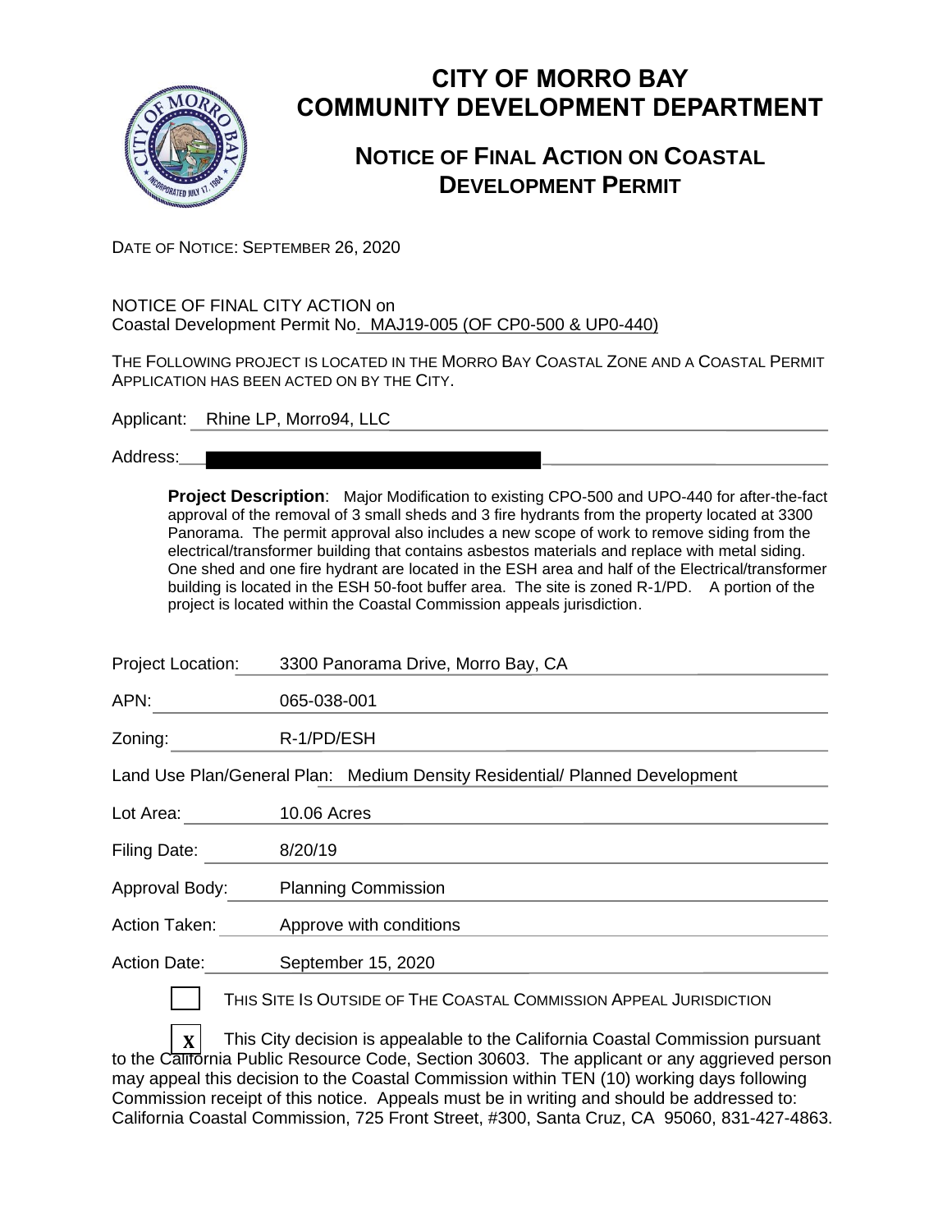# CITY OF MORRO BAY
# COMMUNITY DEVELOPMENT DEPARTMENT

## NOTICE OF FINAL ACTION ON COASTAL DEVELOPMENT PERMIT

DATE OF NOTICE: SEPTEMBER 26, 2020

NOTICE OF FINAL CITY ACTION on
Coastal Development Permit No. MAJ19-005 (OF CP0-500 & UP0-440)

THE FOLLOWING PROJECT IS LOCATED IN THE MORRO BAY COASTAL ZONE AND A COASTAL PERMIT APPLICATION HAS BEEN ACTED ON BY THE CITY.

Applicant: Rhine LP, Morro94, LLC

Address: ██████████████████

> **Project Description**: Major Modification to existing CPO-500 and UPO-440 for after-the-fact approval of the removal of 3 small sheds and 3 fire hydrants from the property located at 3300 Panorama. The permit approval also includes a new scope of work to remove siding from the electrical/transformer building that contains asbestos materials and replace with metal siding. One shed and one fire hydrant are located in the ESH area and half of the Electrical/transformer building is located in the ESH 50-foot buffer area. The site is zoned R-1/PD. A portion of the project is located within the Coastal Commission appeals jurisdiction.

Project Location: 3300 Panorama Drive, Morro Bay, CA

APN: 065-038-001

Zoning: R-1/PD/ESH

Land Use Plan/General Plan: Medium Density Residential/ Planned Development

Lot Area: 10.06 Acres

Filing Date: 8/20/19

Approval Body: Planning Commission

Action Taken: Approve with conditions

Action Date: September 15, 2020

☐ THIS SITE IS OUTSIDE OF THE COASTAL COMMISSION APPEAL JURISDICTION

☒ This City decision is appealable to the California Coastal Commission pursuant to the California Public Resource Code, Section 30603. The applicant or any aggrieved person may appeal this decision to the Coastal Commission within TEN (10) working days following Commission receipt of this notice. Appeals must be in writing and should be addressed to: California Coastal Commission, 725 Front Street, #300, Santa Cruz, CA 95060, 831-427-4863.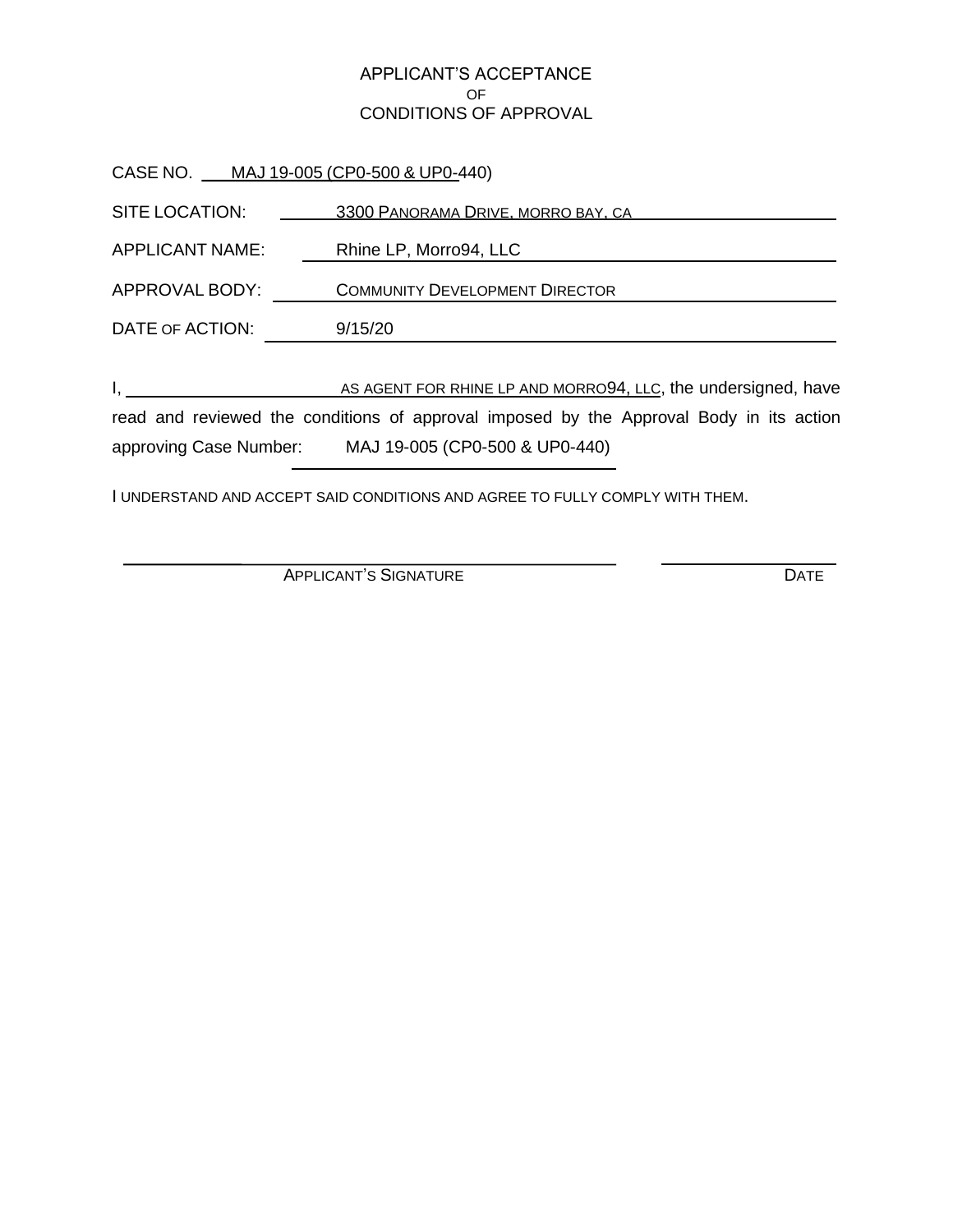# APPLICANT'S ACCEPTANCE
OF
# CONDITIONS OF APPROVAL

CASE NO. MAJ 19-005 (CP0-500 & UP0-440)

SITE LOCATION: 3300 PANORAMA DRIVE, MORRO BAY, CA

APPLICANT NAME: Rhine LP, Morro94, LLC

APPROVAL BODY: COMMUNITY DEVELOPMENT DIRECTOR

DATE OF ACTION: 9/15/20

I, ______________________ AS AGENT FOR RHINE LP AND MORRO94, LLC, the undersigned, have read and reviewed the conditions of approval imposed by the Approval Body in its action approving Case Number: MAJ 19-005 (CP0-500 & UP0-440)

I UNDERSTAND AND ACCEPT SAID CONDITIONS AND AGREE TO FULLY COMPLY WITH THEM.

______________________________________ APPLICANT'S SIGNATURE

______________ DATE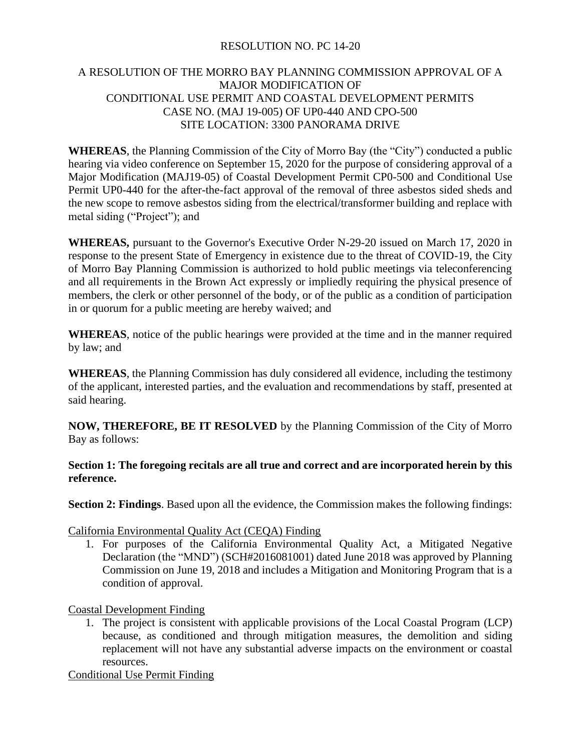RESOLUTION NO. PC 14-20

A RESOLUTION OF THE MORRO BAY PLANNING COMMISSION APPROVAL OF A MAJOR MODIFICATION OF CONDITIONAL USE PERMIT AND COASTAL DEVELOPMENT PERMITS CASE NO. (MAJ 19-005) OF UP0-440 AND CPO-500 SITE LOCATION: 3300 PANORAMA DRIVE

**WHEREAS**, the Planning Commission of the City of Morro Bay (the "City") conducted a public hearing via video conference on September 15, 2020 for the purpose of considering approval of a Major Modification (MAJ19-05) of Coastal Development Permit CP0-500 and Conditional Use Permit UP0-440 for the after-the-fact approval of the removal of three asbestos sided sheds and the new scope to remove asbestos siding from the electrical/transformer building and replace with metal siding ("Project"); and

**WHEREAS,** pursuant to the Governor's Executive Order N-29-20 issued on March 17, 2020 in response to the present State of Emergency in existence due to the threat of COVID-19, the City of Morro Bay Planning Commission is authorized to hold public meetings via teleconferencing and all requirements in the Brown Act expressly or impliedly requiring the physical presence of members, the clerk or other personnel of the body, or of the public as a condition of participation in or quorum for a public meeting are hereby waived; and

**WHEREAS**, notice of the public hearings were provided at the time and in the manner required by law; and

**WHEREAS**, the Planning Commission has duly considered all evidence, including the testimony of the applicant, interested parties, and the evaluation and recommendations by staff, presented at said hearing.

**NOW, THEREFORE, BE IT RESOLVED** by the Planning Commission of the City of Morro Bay as follows:

**Section 1: The foregoing recitals are all true and correct and are incorporated herein by this reference.**

**Section 2: Findings**. Based upon all the evidence, the Commission makes the following findings:

California Environmental Quality Act (CEQA) Finding

1. For purposes of the California Environmental Quality Act, a Mitigated Negative Declaration (the "MND") (SCH#2016081001) dated June 2018 was approved by Planning Commission on June 19, 2018 and includes a Mitigation and Monitoring Program that is a condition of approval.

Coastal Development Finding

1. The project is consistent with applicable provisions of the Local Coastal Program (LCP) because, as conditioned and through mitigation measures, the demolition and siding replacement will not have any substantial adverse impacts on the environment or coastal resources.

Conditional Use Permit Finding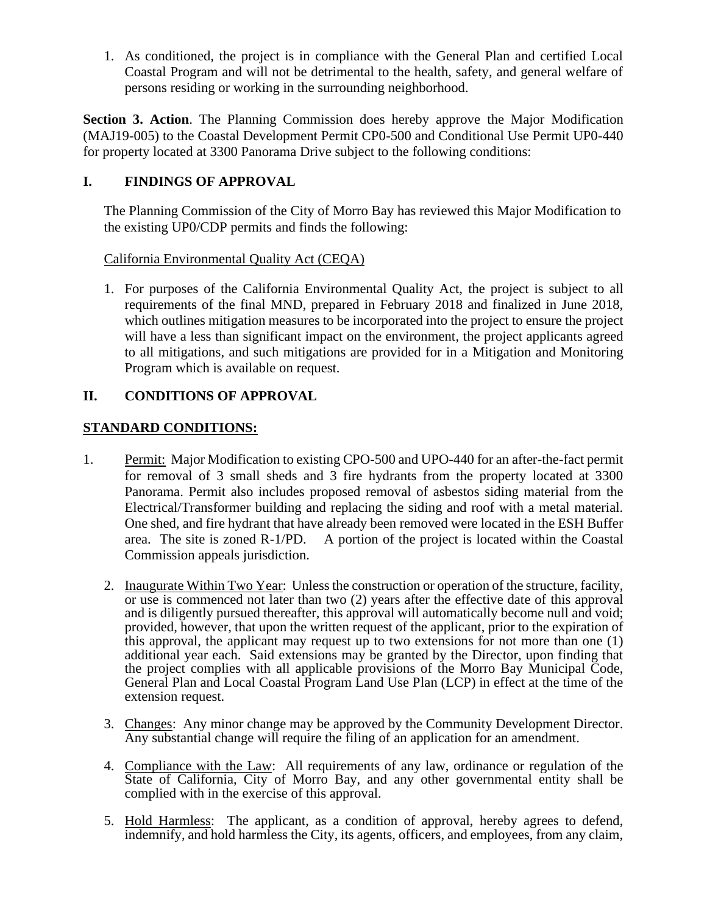1. As conditioned, the project is in compliance with the General Plan and certified Local Coastal Program and will not be detrimental to the health, safety, and general welfare of persons residing or working in the surrounding neighborhood.

**Section 3. Action**. The Planning Commission does hereby approve the Major Modification (MAJ19-005) to the Coastal Development Permit CP0-500 and Conditional Use Permit UP0-440 for property located at 3300 Panorama Drive subject to the following conditions:

## I. FINDINGS OF APPROVAL

The Planning Commission of the City of Morro Bay has reviewed this Major Modification to the existing UP0/CDP permits and finds the following:

California Environmental Quality Act (CEQA)

1. For purposes of the California Environmental Quality Act, the project is subject to all requirements of the final MND, prepared in February 2018 and finalized in June 2018, which outlines mitigation measures to be incorporated into the project to ensure the project will have a less than significant impact on the environment, the project applicants agreed to all mitigations, and such mitigations are provided for in a Mitigation and Monitoring Program which is available on request.

## II. CONDITIONS OF APPROVAL

**STANDARD CONDITIONS:**

1. Permit: Major Modification to existing CPO-500 and UPO-440 for an after-the-fact permit for removal of 3 small sheds and 3 fire hydrants from the property located at 3300 Panorama. Permit also includes proposed removal of asbestos siding material from the Electrical/Transformer building and replacing the siding and roof with a metal material. One shed, and fire hydrant that have already been removed were located in the ESH Buffer area. The site is zoned R-1/PD. A portion of the project is located within the Coastal Commission appeals jurisdiction.

2. Inaugurate Within Two Year: Unless the construction or operation of the structure, facility, or use is commenced not later than two (2) years after the effective date of this approval and is diligently pursued thereafter, this approval will automatically become null and void; provided, however, that upon the written request of the applicant, prior to the expiration of this approval, the applicant may request up to two extensions for not more than one (1) additional year each. Said extensions may be granted by the Director, upon finding that the project complies with all applicable provisions of the Morro Bay Municipal Code, General Plan and Local Coastal Program Land Use Plan (LCP) in effect at the time of the extension request.

3. Changes: Any minor change may be approved by the Community Development Director. Any substantial change will require the filing of an application for an amendment.

4. Compliance with the Law: All requirements of any law, ordinance or regulation of the State of California, City of Morro Bay, and any other governmental entity shall be complied with in the exercise of this approval.

5. Hold Harmless: The applicant, as a condition of approval, hereby agrees to defend, indemnify, and hold harmless the City, its agents, officers, and employees, from any claim,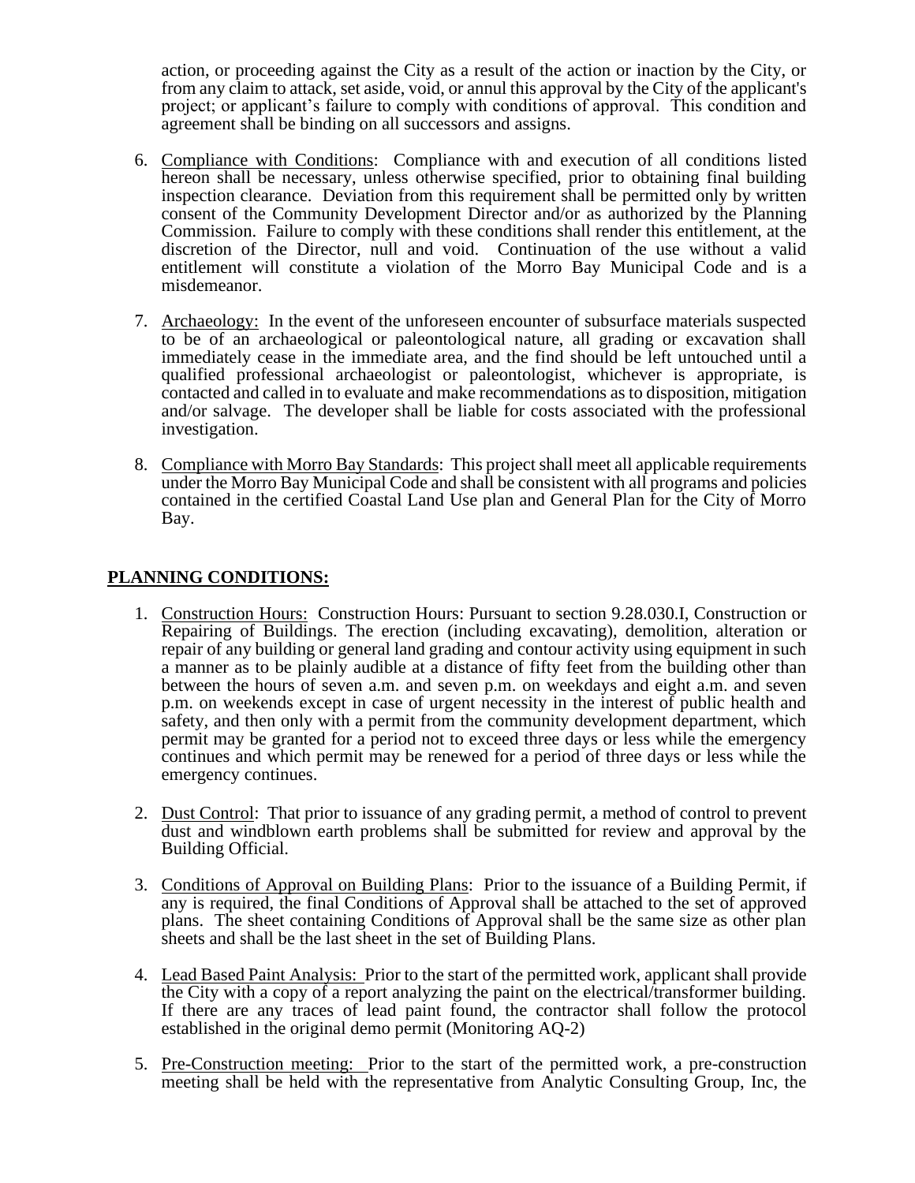action, or proceeding against the City as a result of the action or inaction by the City, or from any claim to attack, set aside, void, or annul this approval by the City of the applicant's project; or applicant's failure to comply with conditions of approval. This condition and agreement shall be binding on all successors and assigns.

6. Compliance with Conditions: Compliance with and execution of all conditions listed hereon shall be necessary, unless otherwise specified, prior to obtaining final building inspection clearance. Deviation from this requirement shall be permitted only by written consent of the Community Development Director and/or as authorized by the Planning Commission. Failure to comply with these conditions shall render this entitlement, at the discretion of the Director, null and void. Continuation of the use without a valid entitlement will constitute a violation of the Morro Bay Municipal Code and is a misdemeanor.

7. Archaeology: In the event of the unforeseen encounter of subsurface materials suspected to be of an archaeological or paleontological nature, all grading or excavation shall immediately cease in the immediate area, and the find should be left untouched until a qualified professional archaeologist or paleontologist, whichever is appropriate, is contacted and called in to evaluate and make recommendations as to disposition, mitigation and/or salvage. The developer shall be liable for costs associated with the professional investigation.

8. Compliance with Morro Bay Standards: This project shall meet all applicable requirements under the Morro Bay Municipal Code and shall be consistent with all programs and policies contained in the certified Coastal Land Use plan and General Plan for the City of Morro Bay.

## PLANNING CONDITIONS:

1. Construction Hours: Construction Hours: Pursuant to section 9.28.030.I, Construction or Repairing of Buildings. The erection (including excavating), demolition, alteration or repair of any building or general land grading and contour activity using equipment in such a manner as to be plainly audible at a distance of fifty feet from the building other than between the hours of seven a.m. and seven p.m. on weekdays and eight a.m. and seven p.m. on weekends except in case of urgent necessity in the interest of public health and safety, and then only with a permit from the community development department, which permit may be granted for a period not to exceed three days or less while the emergency continues and which permit may be renewed for a period of three days or less while the emergency continues.

2. Dust Control: That prior to issuance of any grading permit, a method of control to prevent dust and windblown earth problems shall be submitted for review and approval by the Building Official.

3. Conditions of Approval on Building Plans: Prior to the issuance of a Building Permit, if any is required, the final Conditions of Approval shall be attached to the set of approved plans. The sheet containing Conditions of Approval shall be the same size as other plan sheets and shall be the last sheet in the set of Building Plans.

4. Lead Based Paint Analysis: Prior to the start of the permitted work, applicant shall provide the City with a copy of a report analyzing the paint on the electrical/transformer building. If there are any traces of lead paint found, the contractor shall follow the protocol established in the original demo permit (Monitoring AQ-2)

5. Pre-Construction meeting: Prior to the start of the permitted work, a pre-construction meeting shall be held with the representative from Analytic Consulting Group, Inc, the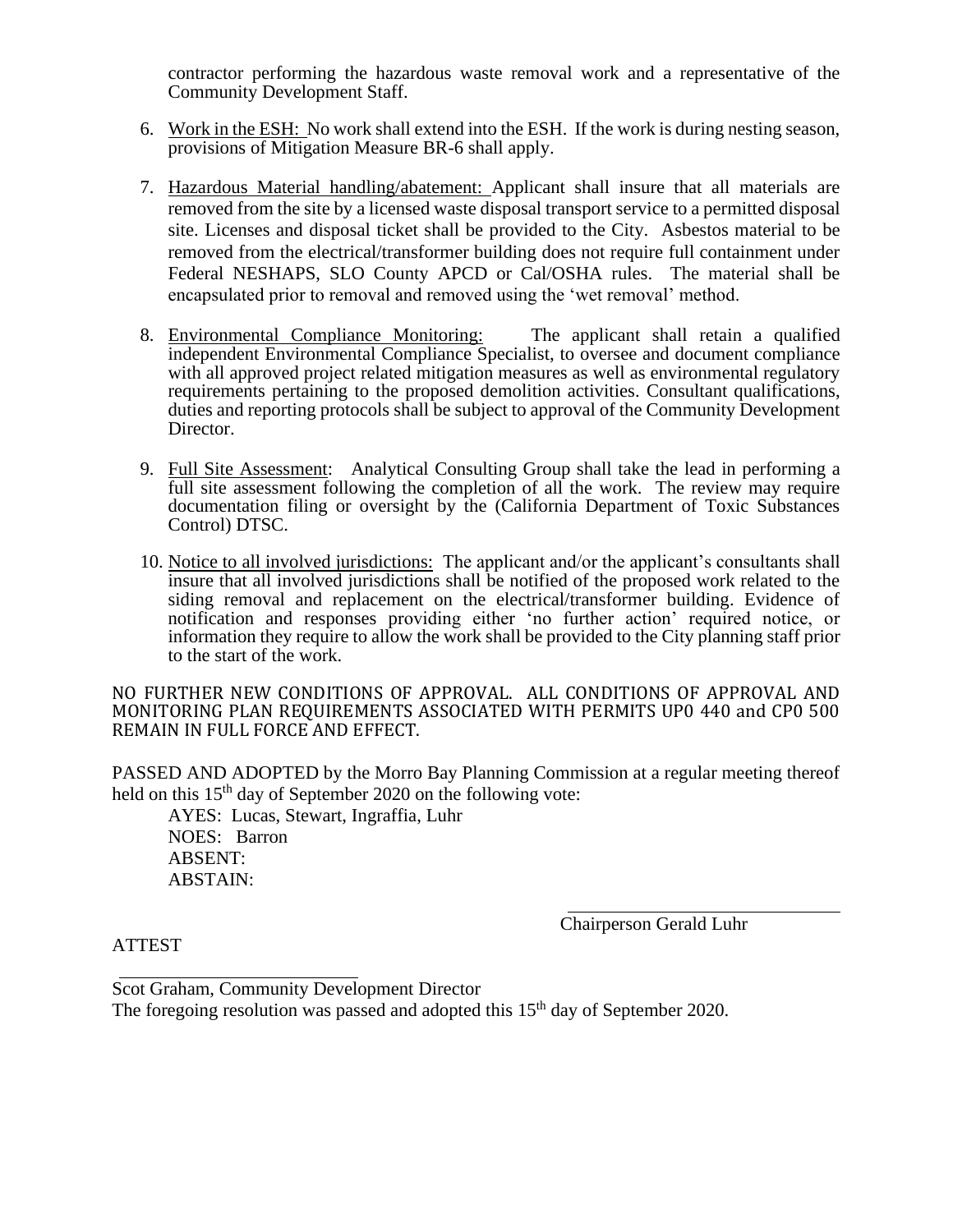contractor performing the hazardous waste removal work and a representative of the Community Development Staff.

6. Work in the ESH: No work shall extend into the ESH. If the work is during nesting season, provisions of Mitigation Measure BR-6 shall apply.

7. Hazardous Material handling/abatement: Applicant shall insure that all materials are removed from the site by a licensed waste disposal transport service to a permitted disposal site. Licenses and disposal ticket shall be provided to the City. Asbestos material to be removed from the electrical/transformer building does not require full containment under Federal NESHAPS, SLO County APCD or Cal/OSHA rules. The material shall be encapsulated prior to removal and removed using the 'wet removal' method.

8. Environmental Compliance Monitoring: The applicant shall retain a qualified independent Environmental Compliance Specialist, to oversee and document compliance with all approved project related mitigation measures as well as environmental regulatory requirements pertaining to the proposed demolition activities. Consultant qualifications, duties and reporting protocols shall be subject to approval of the Community Development Director.

9. Full Site Assessment: Analytical Consulting Group shall take the lead in performing a full site assessment following the completion of all the work. The review may require documentation filing or oversight by the (California Department of Toxic Substances Control) DTSC.

10. Notice to all involved jurisdictions: The applicant and/or the applicant's consultants shall insure that all involved jurisdictions shall be notified of the proposed work related to the siding removal and replacement on the electrical/transformer building. Evidence of notification and responses providing either 'no further action' required notice, or information they require to allow the work shall be provided to the City planning staff prior to the start of the work.

NO FURTHER NEW CONDITIONS OF APPROVAL. ALL CONDITIONS OF APPROVAL AND MONITORING PLAN REQUIREMENTS ASSOCIATED WITH PERMITS UP0 440 and CP0 500 REMAIN IN FULL FORCE AND EFFECT.

PASSED AND ADOPTED by the Morro Bay Planning Commission at a regular meeting thereof held on this 15th day of September 2020 on the following vote:

AYES: Lucas, Stewart, Ingraffia, Luhr
NOES: Barron
ABSENT:
ABSTAIN:

\_\_\_\_\_\_\_\_\_\_\_\_\_\_\_\_\_\_\_\_\_\_\_\_\_\_\_\_\_\_
Chairperson Gerald Luhr

ATTEST

\_\_\_\_\_\_\_\_\_\_\_\_\_\_\_\_\_\_\_\_\_\_\_\_\_\_\_\_\_\_
Scot Graham, Community Development Director

The foregoing resolution was passed and adopted this 15th day of September 2020.